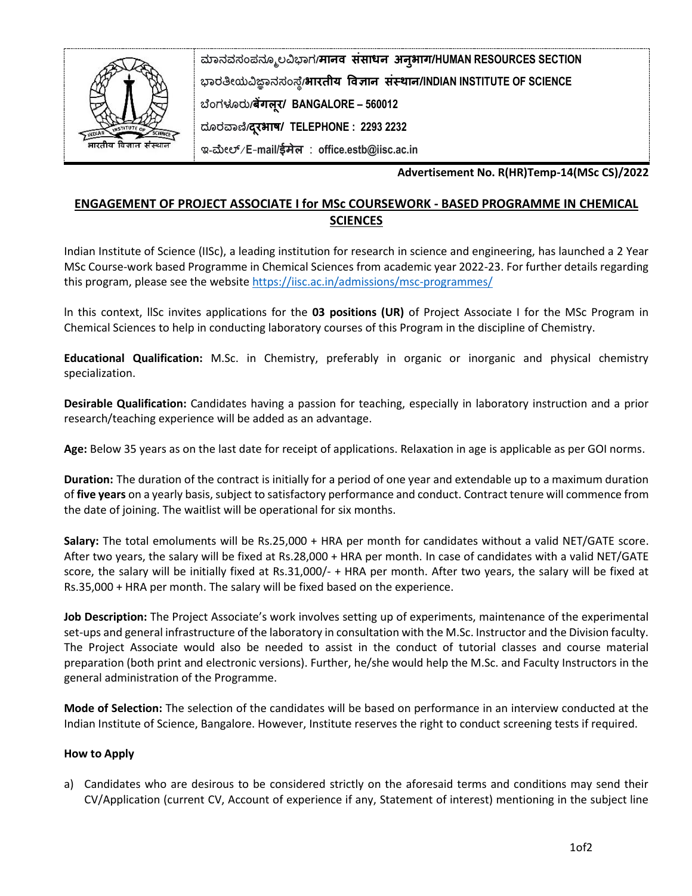ಮಾನವಸಂಪನ್ಮೂಲವಿಭಾಗ/**मानव संसाधन अनुभाग/HUMAN RESOURCES SECTION**

ಭಾರತೀಯವಿಜ್ಞಾನಸಂಸ್ಥೆ/**भारतीय विज्ञान संस्थान/INDIAN INSTITUTE OF SCIENCE**

ಬೆಂಗಳೂರು/**बेंगलूर/ BANGALORE – 560012**

ದೂರವಾಣಿ/**दूरभाष/ TELEPHONE : 2293 2232**

ಇ-ಮೇಲ್/**E-mail/ईमेल : office.estb@iisc.ac.in**

**Advertisement No. R(HR)Temp-14(MSc CS)/2022**

## ENGAGEMENT OF PROJECT ASSOCIATE I for MSc COURSEWORK - BASED PROGRAMME IN CHEMICAL SCIENCES

Indian Institute of Science (IISc), a leading institution for research in science and engineering, has launched a 2 Year MSc Course-work based Programme in Chemical Sciences from academic year 2022-23. For further details regarding this program, please see the website https://iisc.ac.in/admissions/msc-programmes/

In this context, IISc invites applications for the **03 positions (UR)** of Project Associate I for the MSc Program in Chemical Sciences to help in conducting laboratory courses of this Program in the discipline of Chemistry.

**Educational Qualification:** M.Sc. in Chemistry, preferably in organic or inorganic and physical chemistry specialization.

**Desirable Qualification:** Candidates having a passion for teaching, especially in laboratory instruction and a prior research/teaching experience will be added as an advantage.

**Age:** Below 35 years as on the last date for receipt of applications. Relaxation in age is applicable as per GOI norms.

**Duration:** The duration of the contract is initially for a period of one year and extendable up to a maximum duration of **five years** on a yearly basis, subject to satisfactory performance and conduct. Contract tenure will commence from the date of joining. The waitlist will be operational for six months.

**Salary:** The total emoluments will be Rs.25,000 + HRA per month for candidates without a valid NET/GATE score. After two years, the salary will be fixed at Rs.28,000 + HRA per month. In case of candidates with a valid NET/GATE score, the salary will be initially fixed at Rs.31,000/- + HRA per month. After two years, the salary will be fixed at Rs.35,000 + HRA per month. The salary will be fixed based on the experience.

**Job Description:** The Project Associate's work involves setting up of experiments, maintenance of the experimental set-ups and general infrastructure of the laboratory in consultation with the M.Sc. Instructor and the Division faculty. The Project Associate would also be needed to assist in the conduct of tutorial classes and course material preparation (both print and electronic versions). Further, he/she would help the M.Sc. and Faculty Instructors in the general administration of the Programme.

**Mode of Selection:** The selection of the candidates will be based on performance in an interview conducted at the Indian Institute of Science, Bangalore. However, Institute reserves the right to conduct screening tests if required.

### How to Apply

a) Candidates who are desirous to be considered strictly on the aforesaid terms and conditions may send their CV/Application (current CV, Account of experience if any, Statement of interest) mentioning in the subject line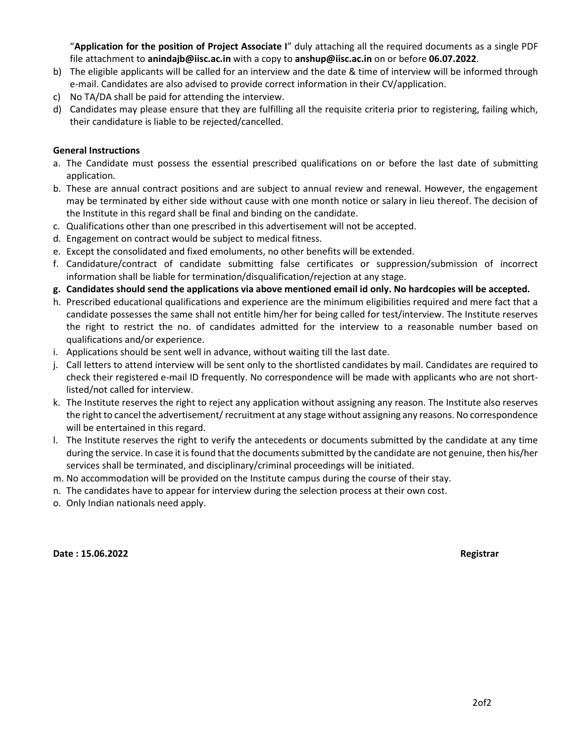"**Application for the position of Project Associate I**" duly attaching all the required documents as a single PDF file attachment to **anindajb@iisc.ac.in** with a copy to **anshup@iisc.ac.in** on or before **06.07.2022**.

b) The eligible applicants will be called for an interview and the date & time of interview will be informed through e-mail. Candidates are also advised to provide correct information in their CV/application.

c) No TA/DA shall be paid for attending the interview.

d) Candidates may please ensure that they are fulfilling all the requisite criteria prior to registering, failing which, their candidature is liable to be rejected/cancelled.

**General Instructions**

a. The Candidate must possess the essential prescribed qualifications on or before the last date of submitting application.

b. These are annual contract positions and are subject to annual review and renewal. However, the engagement may be terminated by either side without cause with one month notice or salary in lieu thereof. The decision of the Institute in this regard shall be final and binding on the candidate.

c. Qualifications other than one prescribed in this advertisement will not be accepted.

d. Engagement on contract would be subject to medical fitness.

e. Except the consolidated and fixed emoluments, no other benefits will be extended.

f. Candidature/contract of candidate submitting false certificates or suppression/submission of incorrect information shall be liable for termination/disqualification/rejection at any stage.

**g. Candidates should send the applications via above mentioned email id only. No hardcopies will be accepted.**

h. Prescribed educational qualifications and experience are the minimum eligibilities required and mere fact that a candidate possesses the same shall not entitle him/her for being called for test/interview. The Institute reserves the right to restrict the no. of candidates admitted for the interview to a reasonable number based on qualifications and/or experience.

i. Applications should be sent well in advance, without waiting till the last date.

j. Call letters to attend interview will be sent only to the shortlisted candidates by mail. Candidates are required to check their registered e-mail ID frequently. No correspondence will be made with applicants who are not short-listed/not called for interview.

k. The Institute reserves the right to reject any application without assigning any reason. The Institute also reserves the right to cancel the advertisement/ recruitment at any stage without assigning any reasons. No correspondence will be entertained in this regard.

l. The Institute reserves the right to verify the antecedents or documents submitted by the candidate at any time during the service. In case it is found that the documents submitted by the candidate are not genuine, then his/her services shall be terminated, and disciplinary/criminal proceedings will be initiated.

m. No accommodation will be provided on the Institute campus during the course of their stay.

n. The candidates have to appear for interview during the selection process at their own cost.

o. Only Indian nationals need apply.

**Date : 15.06.2022** **Registrar**